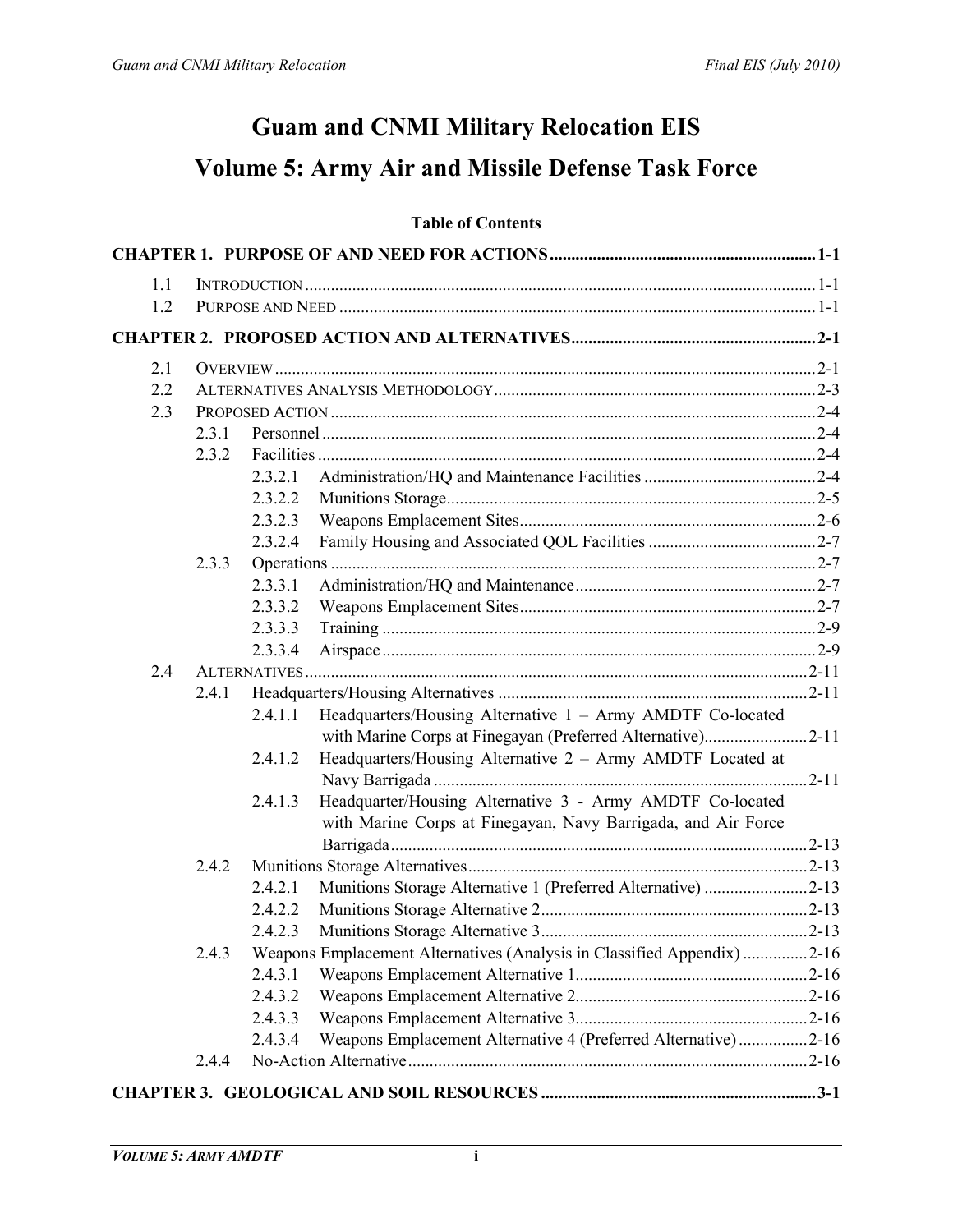# Guam and CNMI Military Relocation EIS

# Volume 5: Army Air and Missile Defense Task Force

**Table of Contents**

**CHAPTER 1. PURPOSE OF AND NEED FOR ACTIONS ............ 1-1**

- 1.1 INTRODUCTION ............ 1-1
- 1.2 PURPOSE AND NEED ............ 1-1

**CHAPTER 2. PROPOSED ACTION AND ALTERNATIVES ............ 2-1**

- 2.1 OVERVIEW ............ 2-1
- 2.2 ALTERNATIVES ANALYSIS METHODOLOGY ............ 2-3
- 2.3 PROPOSED ACTION ............ 2-4
  - 2.3.1 Personnel ............ 2-4
  - 2.3.2 Facilities ............ 2-4
    - 2.3.2.1 Administration/HQ and Maintenance Facilities ............ 2-4
    - 2.3.2.2 Munitions Storage ............ 2-5
    - 2.3.2.3 Weapons Emplacement Sites ............ 2-6
    - 2.3.2.4 Family Housing and Associated QOL Facilities ............ 2-7
  - 2.3.3 Operations ............ 2-7
    - 2.3.3.1 Administration/HQ and Maintenance ............ 2-7
    - 2.3.3.2 Weapons Emplacement Sites ............ 2-7
    - 2.3.3.3 Training ............ 2-9
    - 2.3.3.4 Airspace ............ 2-9
- 2.4 ALTERNATIVES ............ 2-11
  - 2.4.1 Headquarters/Housing Alternatives ............ 2-11
    - 2.4.1.1 Headquarters/Housing Alternative 1 – Army AMDTF Co-located with Marine Corps at Finegayan (Preferred Alternative) ............ 2-11
    - 2.4.1.2 Headquarters/Housing Alternative 2 – Army AMDTF Located at Navy Barrigada ............ 2-11
    - 2.4.1.3 Headquarter/Housing Alternative 3 - Army AMDTF Co-located with Marine Corps at Finegayan, Navy Barrigada, and Air Force Barrigada ............ 2-13
  - 2.4.2 Munitions Storage Alternatives ............ 2-13
    - 2.4.2.1 Munitions Storage Alternative 1 (Preferred Alternative) ............ 2-13
    - 2.4.2.2 Munitions Storage Alternative 2 ............ 2-13
    - 2.4.2.3 Munitions Storage Alternative 3 ............ 2-13
  - 2.4.3 Weapons Emplacement Alternatives (Analysis in Classified Appendix) ............ 2-16
    - 2.4.3.1 Weapons Emplacement Alternative 1 ............ 2-16
    - 2.4.3.2 Weapons Emplacement Alternative 2 ............ 2-16
    - 2.4.3.3 Weapons Emplacement Alternative 3 ............ 2-16
    - 2.4.3.4 Weapons Emplacement Alternative 4 (Preferred Alternative) ............ 2-16
  - 2.4.4 No-Action Alternative ............ 2-16

**CHAPTER 3. GEOLOGICAL AND SOIL RESOURCES ............ 3-1**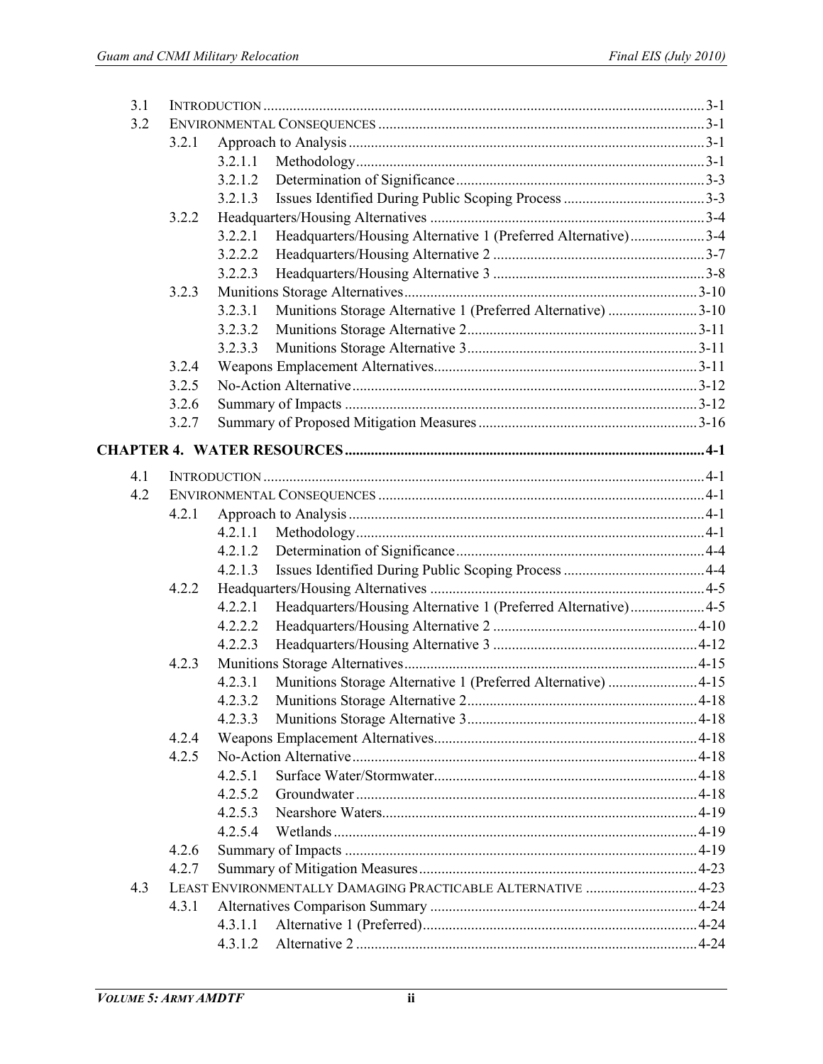| | | | |
|---|---|---|---|
| 3.1 | INTRODUCTION | | 3-1 |
| 3.2 | ENVIRONMENTAL CONSEQUENCES | | 3-1 |
| | 3.2.1 | Approach to Analysis | 3-1 |
| | | 3.2.1.1 Methodology | 3-1 |
| | | 3.2.1.2 Determination of Significance | 3-3 |
| | | 3.2.1.3 Issues Identified During Public Scoping Process | 3-3 |
| | 3.2.2 | Headquarters/Housing Alternatives | 3-4 |
| | | 3.2.2.1 Headquarters/Housing Alternative 1 (Preferred Alternative) | 3-4 |
| | | 3.2.2.2 Headquarters/Housing Alternative 2 | 3-7 |
| | | 3.2.2.3 Headquarters/Housing Alternative 3 | 3-8 |
| | 3.2.3 | Munitions Storage Alternatives | 3-10 |
| | | 3.2.3.1 Munitions Storage Alternative 1 (Preferred Alternative) | 3-10 |
| | | 3.2.3.2 Munitions Storage Alternative 2 | 3-11 |
| | | 3.2.3.3 Munitions Storage Alternative 3 | 3-11 |
| | 3.2.4 | Weapons Emplacement Alternatives | 3-11 |
| | 3.2.5 | No-Action Alternative | 3-12 |
| | 3.2.6 | Summary of Impacts | 3-12 |
| | 3.2.7 | Summary of Proposed Mitigation Measures | 3-16 |

**CHAPTER 4. WATER RESOURCES** ............ **4-1**

| | | | |
|---|---|---|---|
| 4.1 | INTRODUCTION | | 4-1 |
| 4.2 | ENVIRONMENTAL CONSEQUENCES | | 4-1 |
| | 4.2.1 | Approach to Analysis | 4-1 |
| | | 4.2.1.1 Methodology | 4-1 |
| | | 4.2.1.2 Determination of Significance | 4-4 |
| | | 4.2.1.3 Issues Identified During Public Scoping Process | 4-4 |
| | 4.2.2 | Headquarters/Housing Alternatives | 4-5 |
| | | 4.2.2.1 Headquarters/Housing Alternative 1 (Preferred Alternative) | 4-5 |
| | | 4.2.2.2 Headquarters/Housing Alternative 2 | 4-10 |
| | | 4.2.2.3 Headquarters/Housing Alternative 3 | 4-12 |
| | 4.2.3 | Munitions Storage Alternatives | 4-15 |
| | | 4.2.3.1 Munitions Storage Alternative 1 (Preferred Alternative) | 4-15 |
| | | 4.2.3.2 Munitions Storage Alternative 2 | 4-18 |
| | | 4.2.3.3 Munitions Storage Alternative 3 | 4-18 |
| | 4.2.4 | Weapons Emplacement Alternatives | 4-18 |
| | 4.2.5 | No-Action Alternative | 4-18 |
| | | 4.2.5.1 Surface Water/Stormwater | 4-18 |
| | | 4.2.5.2 Groundwater | 4-18 |
| | | 4.2.5.3 Nearshore Waters | 4-19 |
| | | 4.2.5.4 Wetlands | 4-19 |
| | 4.2.6 | Summary of Impacts | 4-19 |
| | 4.2.7 | Summary of Mitigation Measures | 4-23 |
| 4.3 | LEAST ENVIRONMENTALLY DAMAGING PRACTICABLE ALTERNATIVE | | 4-23 |
| | 4.3.1 | Alternatives Comparison Summary | 4-24 |
| | | 4.3.1.1 Alternative 1 (Preferred) | 4-24 |
| | | 4.3.1.2 Alternative 2 | 4-24 |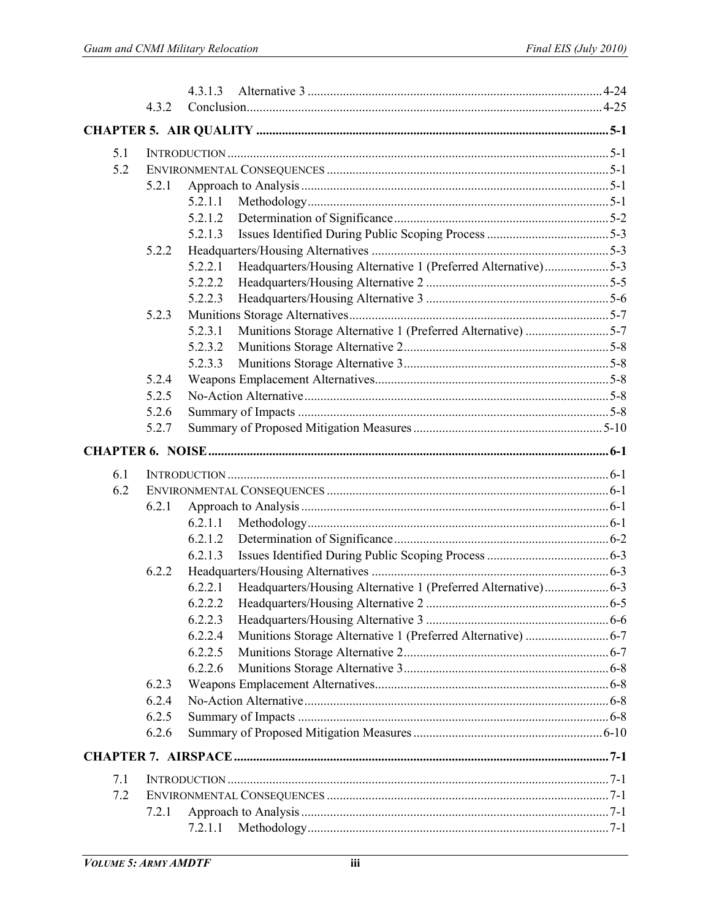| | | | |
|---|---|---|---|
| | 4.3.1.3 | Alternative 3 | 4-24 |
| 4.3.2 | | Conclusion | 4-25 |

**CHAPTER 5. AIR QUALITY** ........ 5-1

| | | | | |
|---|---|---|---|---|
| 5.1 | | | INTRODUCTION | 5-1 |
| 5.2 | | | ENVIRONMENTAL CONSEQUENCES | 5-1 |
| | 5.2.1 | | Approach to Analysis | 5-1 |
| | | 5.2.1.1 | Methodology | 5-1 |
| | | 5.2.1.2 | Determination of Significance | 5-2 |
| | | 5.2.1.3 | Issues Identified During Public Scoping Process | 5-3 |
| | 5.2.2 | | Headquarters/Housing Alternatives | 5-3 |
| | | 5.2.2.1 | Headquarters/Housing Alternative 1 (Preferred Alternative) | 5-3 |
| | | 5.2.2.2 | Headquarters/Housing Alternative 2 | 5-5 |
| | | 5.2.2.3 | Headquarters/Housing Alternative 3 | 5-6 |
| | 5.2.3 | | Munitions Storage Alternatives | 5-7 |
| | | 5.2.3.1 | Munitions Storage Alternative 1 (Preferred Alternative) | 5-7 |
| | | 5.2.3.2 | Munitions Storage Alternative 2 | 5-8 |
| | | 5.2.3.3 | Munitions Storage Alternative 3 | 5-8 |
| | 5.2.4 | | Weapons Emplacement Alternatives | 5-8 |
| | 5.2.5 | | No-Action Alternative | 5-8 |
| | 5.2.6 | | Summary of Impacts | 5-8 |
| | 5.2.7 | | Summary of Proposed Mitigation Measures | 5-10 |

**CHAPTER 6. NOISE** ........ 6-1

| | | | | |
|---|---|---|---|---|
| 6.1 | | | INTRODUCTION | 6-1 |
| 6.2 | | | ENVIRONMENTAL CONSEQUENCES | 6-1 |
| | 6.2.1 | | Approach to Analysis | 6-1 |
| | | 6.2.1.1 | Methodology | 6-1 |
| | | 6.2.1.2 | Determination of Significance | 6-2 |
| | | 6.2.1.3 | Issues Identified During Public Scoping Process | 6-3 |
| | 6.2.2 | | Headquarters/Housing Alternatives | 6-3 |
| | | 6.2.2.1 | Headquarters/Housing Alternative 1 (Preferred Alternative) | 6-3 |
| | | 6.2.2.2 | Headquarters/Housing Alternative 2 | 6-5 |
| | | 6.2.2.3 | Headquarters/Housing Alternative 3 | 6-6 |
| | | 6.2.2.4 | Munitions Storage Alternative 1 (Preferred Alternative) | 6-7 |
| | | 6.2.2.5 | Munitions Storage Alternative 2 | 6-7 |
| | | 6.2.2.6 | Munitions Storage Alternative 3 | 6-8 |
| | 6.2.3 | | Weapons Emplacement Alternatives | 6-8 |
| | 6.2.4 | | No-Action Alternative | 6-8 |
| | 6.2.5 | | Summary of Impacts | 6-8 |
| | 6.2.6 | | Summary of Proposed Mitigation Measures | 6-10 |

**CHAPTER 7. AIRSPACE** ........ 7-1

| | | | | |
|---|---|---|---|---|
| 7.1 | | | INTRODUCTION | 7-1 |
| 7.2 | | | ENVIRONMENTAL CONSEQUENCES | 7-1 |
| | 7.2.1 | | Approach to Analysis | 7-1 |
| | | 7.2.1.1 | Methodology | 7-1 |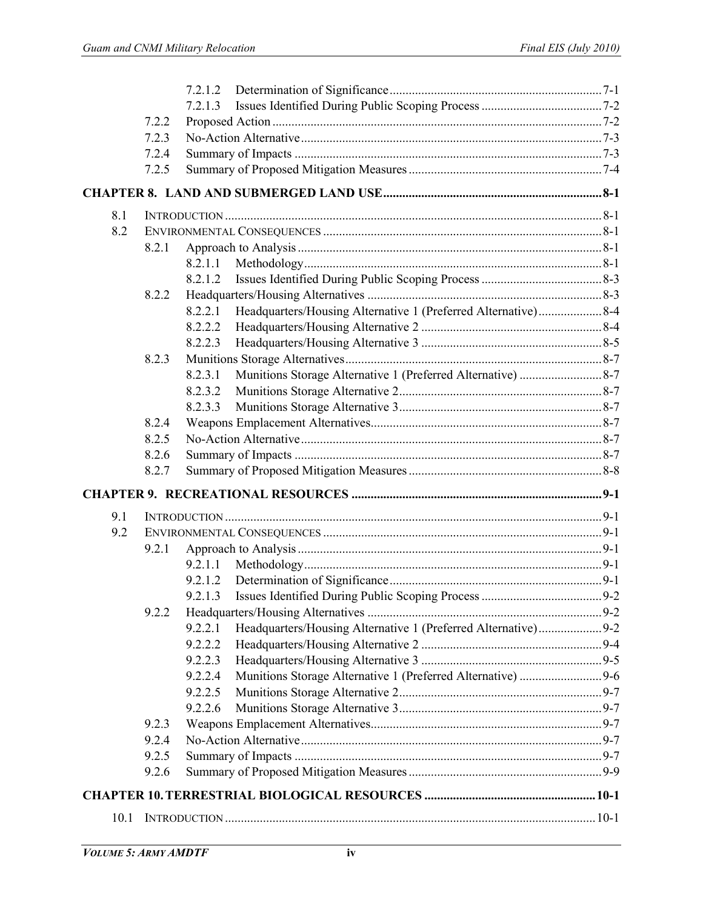7.2.1.2 Determination of Significance ....................................................................7-1
7.2.1.3 Issues Identified During Public Scoping Process ......................................7-2
7.2.2 Proposed Action .......................................................................................................7-2
7.2.3 No-Action Alternative ..............................................................................................7-3
7.2.4 Summary of Impacts ................................................................................................7-3
7.2.5 Summary of Proposed Mitigation Measures ............................................................7-4

**CHAPTER 8. LAND AND SUBMERGED LAND USE .....................................................................8-1**

8.1 INTRODUCTION ......................................................................................................................8-1
8.2 ENVIRONMENTAL CONSEQUENCES .......................................................................................8-1
8.2.1 Approach to Analysis ...............................................................................................8-1
8.2.1.1 Methodology .............................................................................................8-1
8.2.1.2 Issues Identified During Public Scoping Process ......................................8-3
8.2.2 Headquarters/Housing Alternatives .........................................................................8-3
8.2.2.1 Headquarters/Housing Alternative 1 (Preferred Alternative) ....................8-4
8.2.2.2 Headquarters/Housing Alternative 2 .........................................................8-4
8.2.2.3 Headquarters/Housing Alternative 3 .........................................................8-5
8.2.3 Munitions Storage Alternatives .................................................................................8-7
8.2.3.1 Munitions Storage Alternative 1 (Preferred Alternative) ..........................8-7
8.2.3.2 Munitions Storage Alternative 2 ................................................................8-7
8.2.3.3 Munitions Storage Alternative 3 ................................................................8-7
8.2.4 Weapons Emplacement Alternatives .........................................................................8-7
8.2.5 No-Action Alternative ..............................................................................................8-7
8.2.6 Summary of Impacts ................................................................................................8-7
8.2.7 Summary of Proposed Mitigation Measures ............................................................8-8

**CHAPTER 9. RECREATIONAL RESOURCES ...............................................................................9-1**

9.1 INTRODUCTION ......................................................................................................................9-1
9.2 ENVIRONMENTAL CONSEQUENCES .......................................................................................9-1
9.2.1 Approach to Analysis ...............................................................................................9-1
9.2.1.1 Methodology .............................................................................................9-1
9.2.1.2 Determination of Significance ...................................................................9-1
9.2.1.3 Issues Identified During Public Scoping Process ......................................9-2
9.2.2 Headquarters/Housing Alternatives .........................................................................9-2
9.2.2.1 Headquarters/Housing Alternative 1 (Preferred Alternative) ....................9-2
9.2.2.2 Headquarters/Housing Alternative 2 .........................................................9-4
9.2.2.3 Headquarters/Housing Alternative 3 .........................................................9-5
9.2.2.4 Munitions Storage Alternative 1 (Preferred Alternative) ..........................9-6
9.2.2.5 Munitions Storage Alternative 2 ................................................................9-7
9.2.2.6 Munitions Storage Alternative 3 ................................................................9-7
9.2.3 Weapons Emplacement Alternatives .........................................................................9-7
9.2.4 No-Action Alternative ..............................................................................................9-7
9.2.5 Summary of Impacts ................................................................................................9-7
9.2.6 Summary of Proposed Mitigation Measures ............................................................9-9

**CHAPTER 10. TERRESTRIAL BIOLOGICAL RESOURCES ......................................................10-1**

10.1 INTRODUCTION ....................................................................................................................10-1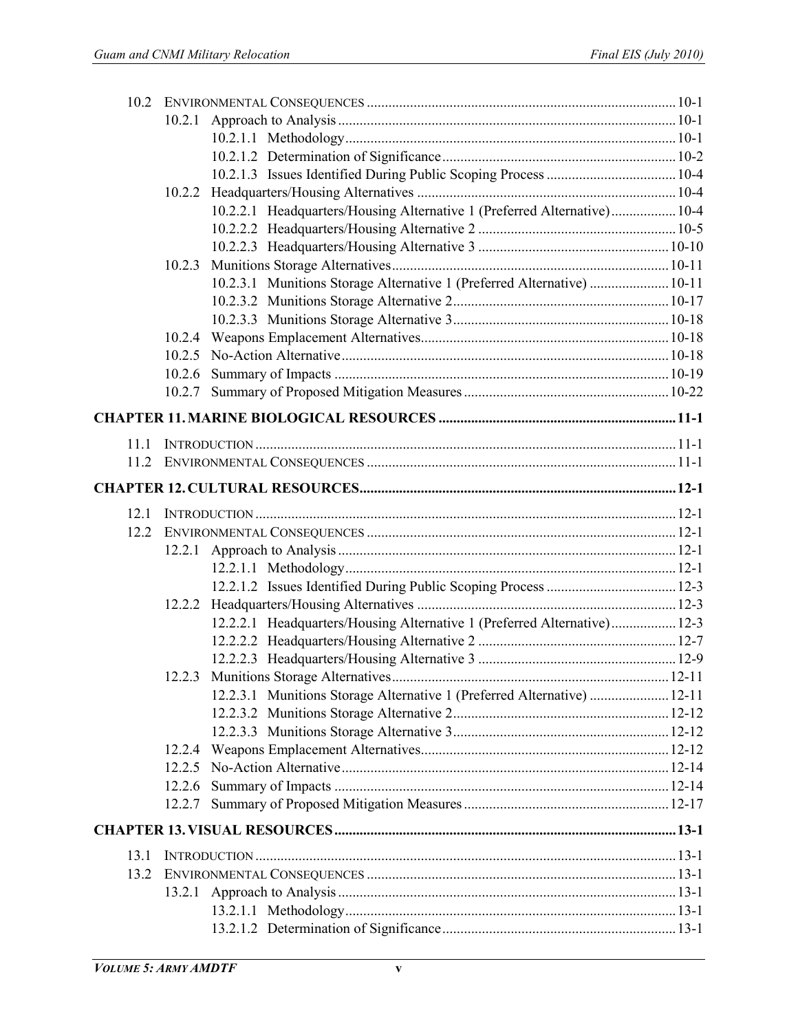10.2 Environmental Consequences ..... 10-1
  10.2.1 Approach to Analysis ..... 10-1
    10.2.1.1 Methodology ..... 10-1
    10.2.1.2 Determination of Significance ..... 10-2
    10.2.1.3 Issues Identified During Public Scoping Process ..... 10-4
  10.2.2 Headquarters/Housing Alternatives ..... 10-4
    10.2.2.1 Headquarters/Housing Alternative 1 (Preferred Alternative) ..... 10-4
    10.2.2.2 Headquarters/Housing Alternative 2 ..... 10-5
    10.2.2.3 Headquarters/Housing Alternative 3 ..... 10-10
  10.2.3 Munitions Storage Alternatives ..... 10-11
    10.2.3.1 Munitions Storage Alternative 1 (Preferred Alternative) ..... 10-11
    10.2.3.2 Munitions Storage Alternative 2 ..... 10-17
    10.2.3.3 Munitions Storage Alternative 3 ..... 10-18
  10.2.4 Weapons Emplacement Alternatives ..... 10-18
  10.2.5 No-Action Alternative ..... 10-18
  10.2.6 Summary of Impacts ..... 10-19
  10.2.7 Summary of Proposed Mitigation Measures ..... 10-22

**CHAPTER 11. MARINE BIOLOGICAL RESOURCES ..... 11-1**

11.1 Introduction ..... 11-1
11.2 Environmental Consequences ..... 11-1

**CHAPTER 12. CULTURAL RESOURCES ..... 12-1**

12.1 Introduction ..... 12-1
12.2 Environmental Consequences ..... 12-1
  12.2.1 Approach to Analysis ..... 12-1
    12.2.1.1 Methodology ..... 12-1
    12.2.1.2 Issues Identified During Public Scoping Process ..... 12-3
  12.2.2 Headquarters/Housing Alternatives ..... 12-3
    12.2.2.1 Headquarters/Housing Alternative 1 (Preferred Alternative) ..... 12-3
    12.2.2.2 Headquarters/Housing Alternative 2 ..... 12-7
    12.2.2.3 Headquarters/Housing Alternative 3 ..... 12-9
  12.2.3 Munitions Storage Alternatives ..... 12-11
    12.2.3.1 Munitions Storage Alternative 1 (Preferred Alternative) ..... 12-11
    12.2.3.2 Munitions Storage Alternative 2 ..... 12-12
    12.2.3.3 Munitions Storage Alternative 3 ..... 12-12
  12.2.4 Weapons Emplacement Alternatives ..... 12-12
  12.2.5 No-Action Alternative ..... 12-14
  12.2.6 Summary of Impacts ..... 12-14
  12.2.7 Summary of Proposed Mitigation Measures ..... 12-17

**CHAPTER 13. VISUAL RESOURCES ..... 13-1**

13.1 Introduction ..... 13-1
13.2 Environmental Consequences ..... 13-1
  13.2.1 Approach to Analysis ..... 13-1
    13.2.1.1 Methodology ..... 13-1
    13.2.1.2 Determination of Significance ..... 13-1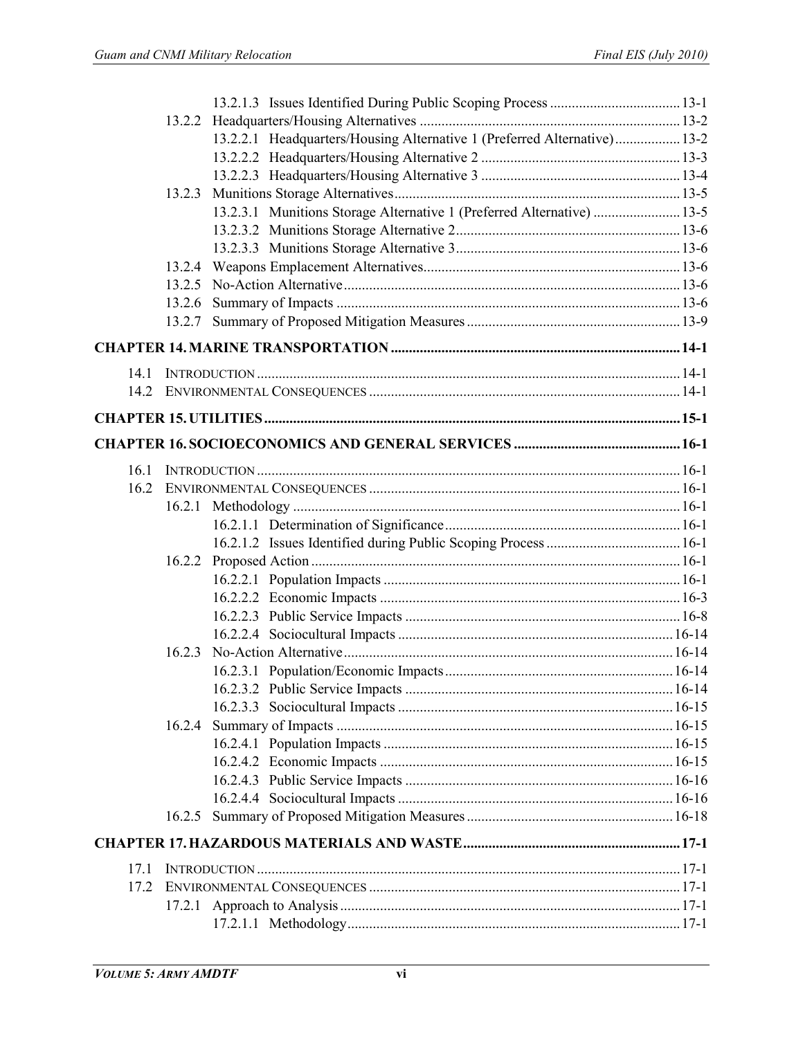13.2.1.3 Issues Identified During Public Scoping Process .......... 13-1

13.2.2 Headquarters/Housing Alternatives .......... 13-2

13.2.2.1 Headquarters/Housing Alternative 1 (Preferred Alternative) .......... 13-2

13.2.2.2 Headquarters/Housing Alternative 2 .......... 13-3

13.2.2.3 Headquarters/Housing Alternative 3 .......... 13-4

13.2.3 Munitions Storage Alternatives .......... 13-5

13.2.3.1 Munitions Storage Alternative 1 (Preferred Alternative) .......... 13-5

13.2.3.2 Munitions Storage Alternative 2 .......... 13-6

13.2.3.3 Munitions Storage Alternative 3 .......... 13-6

13.2.4 Weapons Emplacement Alternatives .......... 13-6

13.2.5 No-Action Alternative .......... 13-6

13.2.6 Summary of Impacts .......... 13-6

13.2.7 Summary of Proposed Mitigation Measures .......... 13-9

**CHAPTER 14. MARINE TRANSPORTATION .......... 14-1**

14.1 INTRODUCTION .......... 14-1

14.2 ENVIRONMENTAL CONSEQUENCES .......... 14-1

**CHAPTER 15. UTILITIES .......... 15-1**

**CHAPTER 16. SOCIOECONOMICS AND GENERAL SERVICES .......... 16-1**

16.1 INTRODUCTION .......... 16-1

16.2 ENVIRONMENTAL CONSEQUENCES .......... 16-1

16.2.1 Methodology .......... 16-1

16.2.1.1 Determination of Significance .......... 16-1

16.2.1.2 Issues Identified during Public Scoping Process .......... 16-1

16.2.2 Proposed Action .......... 16-1

16.2.2.1 Population Impacts .......... 16-1

16.2.2.2 Economic Impacts .......... 16-3

16.2.2.3 Public Service Impacts .......... 16-8

16.2.2.4 Sociocultural Impacts .......... 16-14

16.2.3 No-Action Alternative .......... 16-14

16.2.3.1 Population/Economic Impacts .......... 16-14

16.2.3.2 Public Service Impacts .......... 16-14

16.2.3.3 Sociocultural Impacts .......... 16-15

16.2.4 Summary of Impacts .......... 16-15

16.2.4.1 Population Impacts .......... 16-15

16.2.4.2 Economic Impacts .......... 16-15

16.2.4.3 Public Service Impacts .......... 16-16

16.2.4.4 Sociocultural Impacts .......... 16-16

16.2.5 Summary of Proposed Mitigation Measures .......... 16-18

**CHAPTER 17. HAZARDOUS MATERIALS AND WASTE .......... 17-1**

17.1 INTRODUCTION .......... 17-1

17.2 ENVIRONMENTAL CONSEQUENCES .......... 17-1

17.2.1 Approach to Analysis .......... 17-1

17.2.1.1 Methodology .......... 17-1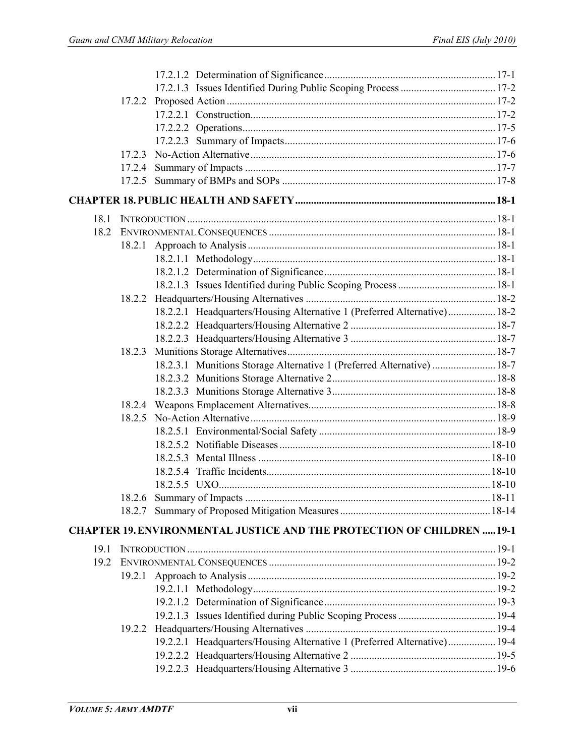17.2.1.2 Determination of Significance ... 17-1
17.2.1.3 Issues Identified During Public Scoping Process ... 17-2
17.2.2 Proposed Action ... 17-2
17.2.2.1 Construction ... 17-2
17.2.2.2 Operations ... 17-5
17.2.2.3 Summary of Impacts ... 17-6
17.2.3 No-Action Alternative ... 17-6
17.2.4 Summary of Impacts ... 17-7
17.2.5 Summary of BMPs and SOPs ... 17-8

**CHAPTER 18. PUBLIC HEALTH AND SAFETY ... 18-1**

18.1 INTRODUCTION ... 18-1
18.2 ENVIRONMENTAL CONSEQUENCES ... 18-1
18.2.1 Approach to Analysis ... 18-1
18.2.1.1 Methodology ... 18-1
18.2.1.2 Determination of Significance ... 18-1
18.2.1.3 Issues Identified during Public Scoping Process ... 18-1
18.2.2 Headquarters/Housing Alternatives ... 18-2
18.2.2.1 Headquarters/Housing Alternative 1 (Preferred Alternative) ... 18-2
18.2.2.2 Headquarters/Housing Alternative 2 ... 18-7
18.2.2.3 Headquarters/Housing Alternative 3 ... 18-7
18.2.3 Munitions Storage Alternatives ... 18-7
18.2.3.1 Munitions Storage Alternative 1 (Preferred Alternative) ... 18-7
18.2.3.2 Munitions Storage Alternative 2 ... 18-8
18.2.3.3 Munitions Storage Alternative 3 ... 18-8
18.2.4 Weapons Emplacement Alternatives ... 18-8
18.2.5 No-Action Alternative ... 18-9
18.2.5.1 Environmental/Social Safety ... 18-9
18.2.5.2 Notifiable Diseases ... 18-10
18.2.5.3 Mental Illness ... 18-10
18.2.5.4 Traffic Incidents ... 18-10
18.2.5.5 UXO ... 18-10
18.2.6 Summary of Impacts ... 18-11
18.2.7 Summary of Proposed Mitigation Measures ... 18-14

**CHAPTER 19. ENVIRONMENTAL JUSTICE AND THE PROTECTION OF CHILDREN ... 19-1**

19.1 INTRODUCTION ... 19-1
19.2 ENVIRONMENTAL CONSEQUENCES ... 19-2
19.2.1 Approach to Analysis ... 19-2
19.2.1.1 Methodology ... 19-2
19.2.1.2 Determination of Significance ... 19-3
19.2.1.3 Issues Identified during Public Scoping Process ... 19-4
19.2.2 Headquarters/Housing Alternatives ... 19-4
19.2.2.1 Headquarters/Housing Alternative 1 (Preferred Alternative) ... 19-4
19.2.2.2 Headquarters/Housing Alternative 2 ... 19-5
19.2.2.3 Headquarters/Housing Alternative 3 ... 19-6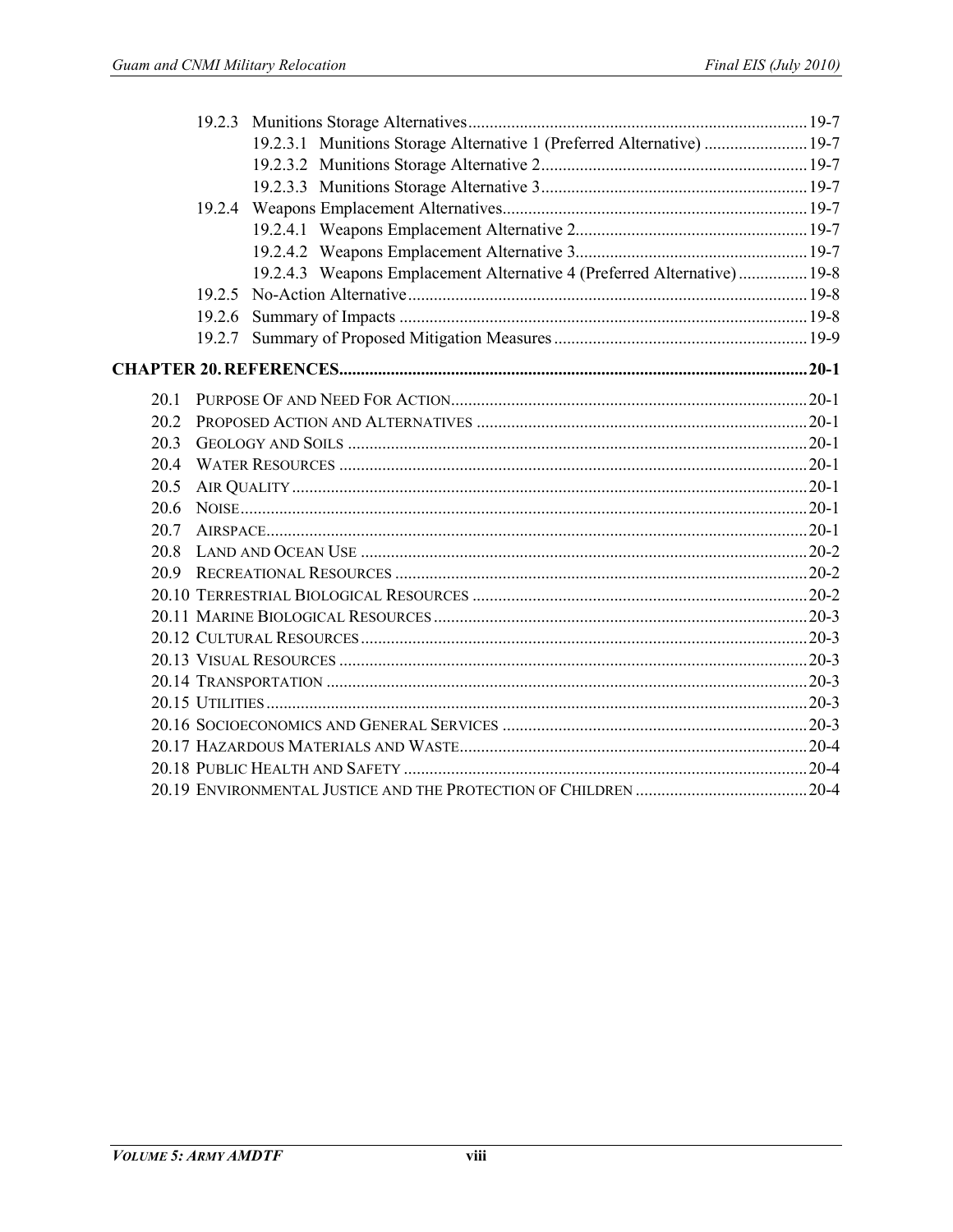- 19.2.3 Munitions Storage Alternatives ..... 19-7
  - 19.2.3.1 Munitions Storage Alternative 1 (Preferred Alternative) ..... 19-7
  - 19.2.3.2 Munitions Storage Alternative 2 ..... 19-7
  - 19.2.3.3 Munitions Storage Alternative 3 ..... 19-7
- 19.2.4 Weapons Emplacement Alternatives ..... 19-7
  - 19.2.4.1 Weapons Emplacement Alternative 2 ..... 19-7
  - 19.2.4.2 Weapons Emplacement Alternative 3 ..... 19-7
  - 19.2.4.3 Weapons Emplacement Alternative 4 (Preferred Alternative) ..... 19-8
- 19.2.5 No-Action Alternative ..... 19-8
- 19.2.6 Summary of Impacts ..... 19-8
- 19.2.7 Summary of Proposed Mitigation Measures ..... 19-9

**CHAPTER 20. REFERENCES ..... 20-1**

- 20.1 Purpose Of and Need For Action ..... 20-1
- 20.2 Proposed Action and Alternatives ..... 20-1
- 20.3 Geology and Soils ..... 20-1
- 20.4 Water Resources ..... 20-1
- 20.5 Air Quality ..... 20-1
- 20.6 Noise ..... 20-1
- 20.7 Airspace ..... 20-1
- 20.8 Land and Ocean Use ..... 20-2
- 20.9 Recreational Resources ..... 20-2
- 20.10 Terrestrial Biological Resources ..... 20-2
- 20.11 Marine Biological Resources ..... 20-3
- 20.12 Cultural Resources ..... 20-3
- 20.13 Visual Resources ..... 20-3
- 20.14 Transportation ..... 20-3
- 20.15 Utilities ..... 20-3
- 20.16 Socioeconomics and General Services ..... 20-3
- 20.17 Hazardous Materials and Waste ..... 20-4
- 20.18 Public Health and Safety ..... 20-4
- 20.19 Environmental Justice and the Protection of Children ..... 20-4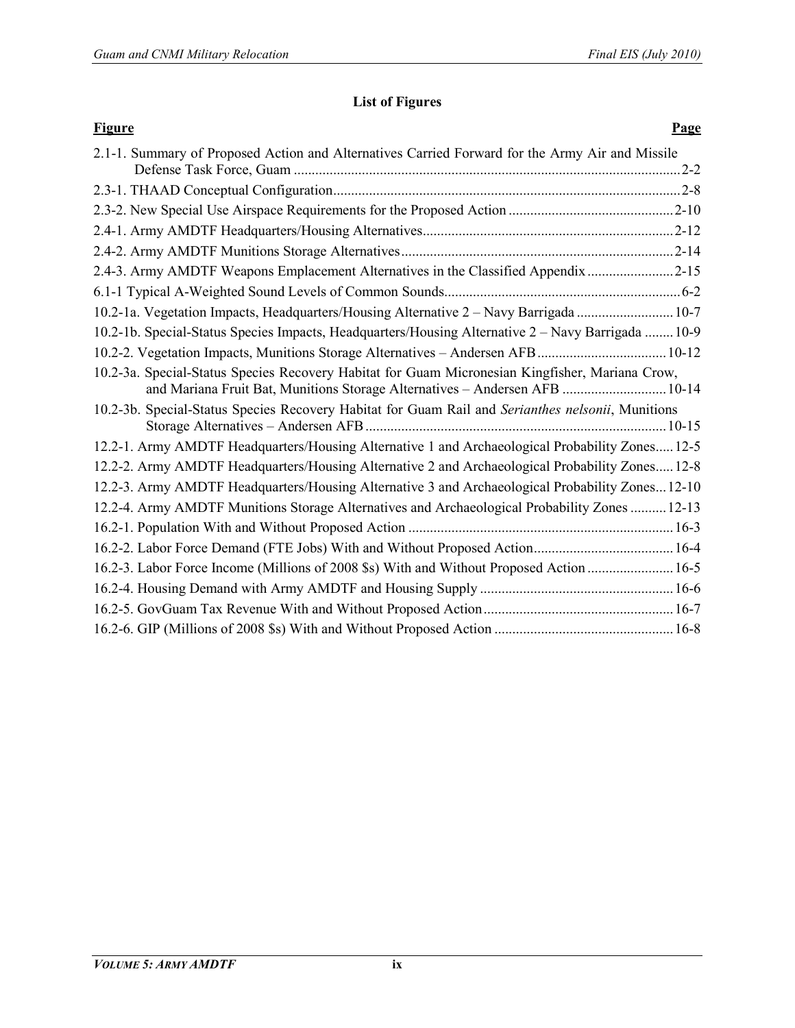## List of Figures

| Figure | Page |
|---|---|
| 2.1-1. Summary of Proposed Action and Alternatives Carried Forward for the Army Air and Missile Defense Task Force, Guam | 2-2 |
| 2.3-1. THAAD Conceptual Configuration | 2-8 |
| 2.3-2. New Special Use Airspace Requirements for the Proposed Action | 2-10 |
| 2.4-1. Army AMDTF Headquarters/Housing Alternatives | 2-12 |
| 2.4-2. Army AMDTF Munitions Storage Alternatives | 2-14 |
| 2.4-3. Army AMDTF Weapons Emplacement Alternatives in the Classified Appendix | 2-15 |
| 6.1-1 Typical A-Weighted Sound Levels of Common Sounds | 6-2 |
| 10.2-1a. Vegetation Impacts, Headquarters/Housing Alternative 2 – Navy Barrigada | 10-7 |
| 10.2-1b. Special-Status Species Impacts, Headquarters/Housing Alternative 2 – Navy Barrigada | 10-9 |
| 10.2-2. Vegetation Impacts, Munitions Storage Alternatives – Andersen AFB | 10-12 |
| 10.2-3a. Special-Status Species Recovery Habitat for Guam Micronesian Kingfisher, Mariana Crow, and Mariana Fruit Bat, Munitions Storage Alternatives – Andersen AFB | 10-14 |
| 10.2-3b. Special-Status Species Recovery Habitat for Guam Rail and *Serianthes nelsonii*, Munitions Storage Alternatives – Andersen AFB | 10-15 |
| 12.2-1. Army AMDTF Headquarters/Housing Alternative 1 and Archaeological Probability Zones | 12-5 |
| 12.2-2. Army AMDTF Headquarters/Housing Alternative 2 and Archaeological Probability Zones | 12-8 |
| 12.2-3. Army AMDTF Headquarters/Housing Alternative 3 and Archaeological Probability Zones | 12-10 |
| 12.2-4. Army AMDTF Munitions Storage Alternatives and Archaeological Probability Zones | 12-13 |
| 16.2-1. Population With and Without Proposed Action | 16-3 |
| 16.2-2. Labor Force Demand (FTE Jobs) With and Without Proposed Action | 16-4 |
| 16.2-3. Labor Force Income (Millions of 2008 $s) With and Without Proposed Action | 16-5 |
| 16.2-4. Housing Demand with Army AMDTF and Housing Supply | 16-6 |
| 16.2-5. GovGuam Tax Revenue With and Without Proposed Action | 16-7 |
| 16.2-6. GIP (Millions of 2008 $s) With and Without Proposed Action | 16-8 |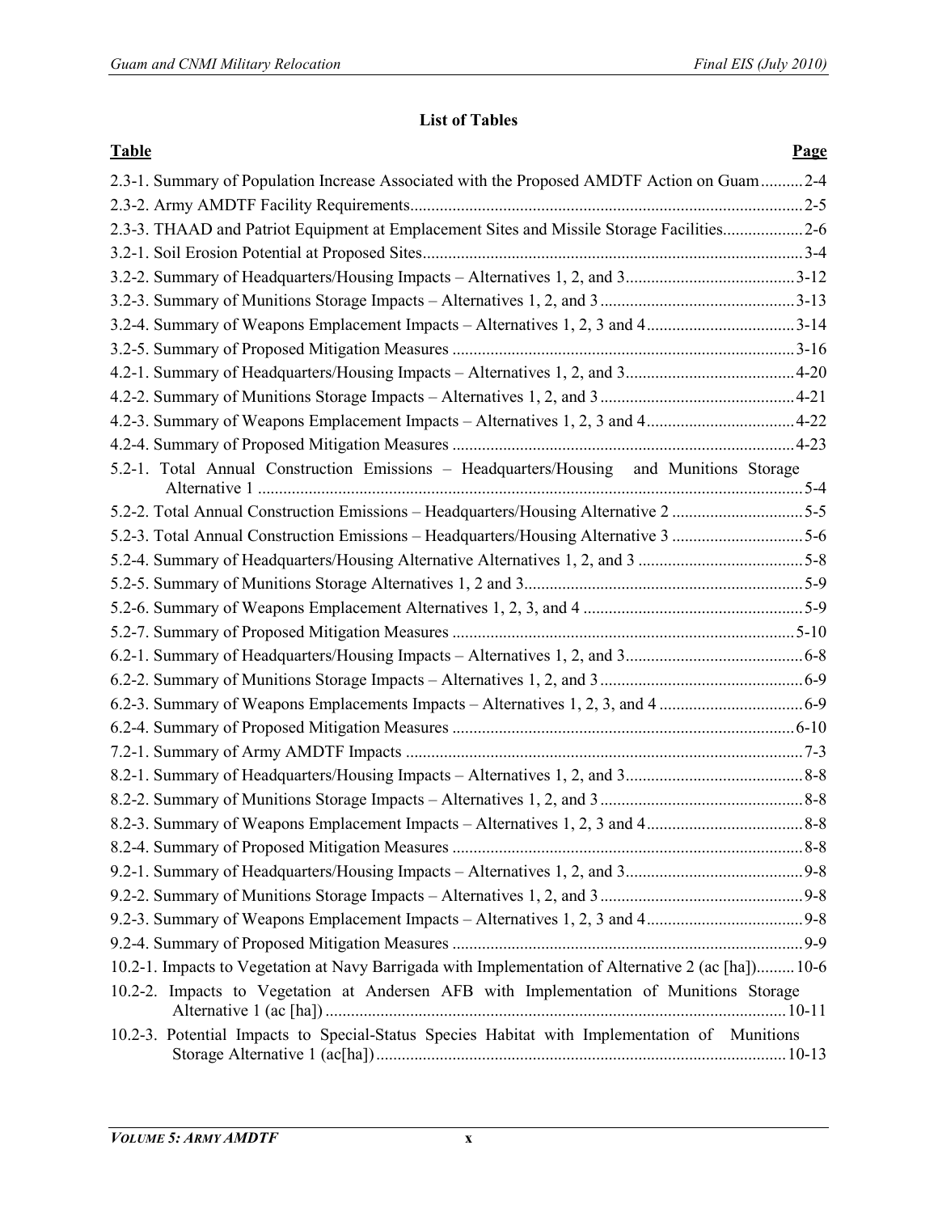## List of Tables

| Table | Page |
|---|---|
| 2.3-1. Summary of Population Increase Associated with the Proposed AMDTF Action on Guam | 2-4 |
| 2.3-2. Army AMDTF Facility Requirements | 2-5 |
| 2.3-3. THAAD and Patriot Equipment at Emplacement Sites and Missile Storage Facilities | 2-6 |
| 3.2-1. Soil Erosion Potential at Proposed Sites | 3-4 |
| 3.2-2. Summary of Headquarters/Housing Impacts – Alternatives 1, 2, and 3 | 3-12 |
| 3.2-3. Summary of Munitions Storage Impacts – Alternatives 1, 2, and 3 | 3-13 |
| 3.2-4. Summary of Weapons Emplacement Impacts – Alternatives 1, 2, 3 and 4 | 3-14 |
| 3.2-5. Summary of Proposed Mitigation Measures | 3-16 |
| 4.2-1. Summary of Headquarters/Housing Impacts – Alternatives 1, 2, and 3 | 4-20 |
| 4.2-2. Summary of Munitions Storage Impacts – Alternatives 1, 2, and 3 | 4-21 |
| 4.2-3. Summary of Weapons Emplacement Impacts – Alternatives 1, 2, 3 and 4 | 4-22 |
| 4.2-4. Summary of Proposed Mitigation Measures | 4-23 |
| 5.2-1. Total Annual Construction Emissions – Headquarters/Housing and Munitions Storage Alternative 1 | 5-4 |
| 5.2-2. Total Annual Construction Emissions – Headquarters/Housing Alternative 2 | 5-5 |
| 5.2-3. Total Annual Construction Emissions – Headquarters/Housing Alternative 3 | 5-6 |
| 5.2-4. Summary of Headquarters/Housing Alternative Alternatives 1, 2, and 3 | 5-8 |
| 5.2-5. Summary of Munitions Storage Alternatives 1, 2 and 3 | 5-9 |
| 5.2-6. Summary of Weapons Emplacement Alternatives 1, 2, 3, and 4 | 5-9 |
| 5.2-7. Summary of Proposed Mitigation Measures | 5-10 |
| 6.2-1. Summary of Headquarters/Housing Impacts – Alternatives 1, 2, and 3 | 6-8 |
| 6.2-2. Summary of Munitions Storage Impacts – Alternatives 1, 2, and 3 | 6-9 |
| 6.2-3. Summary of Weapons Emplacements Impacts – Alternatives 1, 2, 3, and 4 | 6-9 |
| 6.2-4. Summary of Proposed Mitigation Measures | 6-10 |
| 7.2-1. Summary of Army AMDTF Impacts | 7-3 |
| 8.2-1. Summary of Headquarters/Housing Impacts – Alternatives 1, 2, and 3 | 8-8 |
| 8.2-2. Summary of Munitions Storage Impacts – Alternatives 1, 2, and 3 | 8-8 |
| 8.2-3. Summary of Weapons Emplacement Impacts – Alternatives 1, 2, 3 and 4 | 8-8 |
| 8.2-4. Summary of Proposed Mitigation Measures | 8-8 |
| 9.2-1. Summary of Headquarters/Housing Impacts – Alternatives 1, 2, and 3 | 9-8 |
| 9.2-2. Summary of Munitions Storage Impacts – Alternatives 1, 2, and 3 | 9-8 |
| 9.2-3. Summary of Weapons Emplacement Impacts – Alternatives 1, 2, 3 and 4 | 9-8 |
| 9.2-4. Summary of Proposed Mitigation Measures | 9-9 |
| 10.2-1. Impacts to Vegetation at Navy Barrigada with Implementation of Alternative 2 (ac [ha]) | 10-6 |
| 10.2-2. Impacts to Vegetation at Andersen AFB with Implementation of Munitions Storage Alternative 1 (ac [ha]) | 10-11 |
| 10.2-3. Potential Impacts to Special-Status Species Habitat with Implementation of Munitions Storage Alternative 1 (ac[ha]) | 10-13 |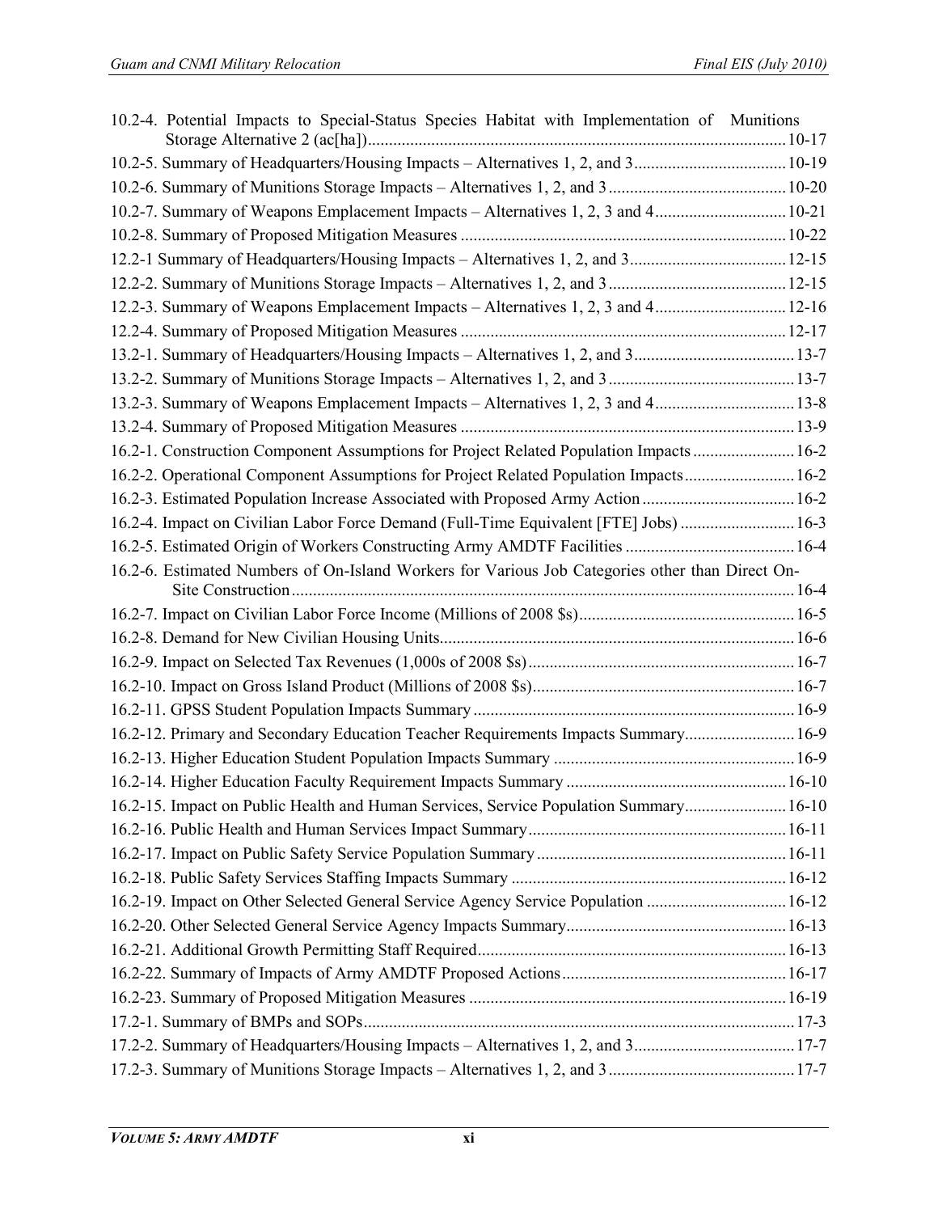10.2-4. Potential Impacts to Special-Status Species Habitat with Implementation of Munitions Storage Alternative 2 (ac[ha]) ..................................................................................................... 10-17
10.2-5. Summary of Headquarters/Housing Impacts – Alternatives 1, 2, and 3 .................................... 10-19
10.2-6. Summary of Munitions Storage Impacts – Alternatives 1, 2, and 3 .......................................... 10-20
10.2-7. Summary of Weapons Emplacement Impacts – Alternatives 1, 2, 3 and 4 ............................... 10-21
10.2-8. Summary of Proposed Mitigation Measures ............................................................................ 10-22
12.2-1 Summary of Headquarters/Housing Impacts – Alternatives 1, 2, and 3 ..................................... 12-15
12.2-2. Summary of Munitions Storage Impacts – Alternatives 1, 2, and 3 .......................................... 12-15
12.2-3. Summary of Weapons Emplacement Impacts – Alternatives 1, 2, 3 and 4 ............................... 12-16
12.2-4. Summary of Proposed Mitigation Measures ............................................................................ 12-17
13.2-1. Summary of Headquarters/Housing Impacts – Alternatives 1, 2, and 3 ...................................... 13-7
13.2-2. Summary of Munitions Storage Impacts – Alternatives 1, 2, and 3 ............................................ 13-7
13.2-3. Summary of Weapons Emplacement Impacts – Alternatives 1, 2, 3 and 4 ................................. 13-8
13.2-4. Summary of Proposed Mitigation Measures .............................................................................. 13-9
16.2-1. Construction Component Assumptions for Project Related Population Impacts ........................ 16-2
16.2-2. Operational Component Assumptions for Project Related Population Impacts .......................... 16-2
16.2-3. Estimated Population Increase Associated with Proposed Army Action .................................... 16-2
16.2-4. Impact on Civilian Labor Force Demand (Full-Time Equivalent [FTE] Jobs) ........................... 16-3
16.2-5. Estimated Origin of Workers Constructing Army AMDTF Facilities ........................................ 16-4
16.2-6. Estimated Numbers of On-Island Workers for Various Job Categories other than Direct On-Site Construction ...................................................................................................................... 16-4
16.2-7. Impact on Civilian Labor Force Income (Millions of 2008 $s) .................................................. 16-5
16.2-8. Demand for New Civilian Housing Units ................................................................................... 16-6
16.2-9. Impact on Selected Tax Revenues (1,000s of 2008 $s) .............................................................. 16-7
16.2-10. Impact on Gross Island Product (Millions of 2008 $s) ............................................................. 16-7
16.2-11. GPSS Student Population Impacts Summary ........................................................................... 16-9
16.2-12. Primary and Secondary Education Teacher Requirements Impacts Summary .......................... 16-9
16.2-13. Higher Education Student Population Impacts Summary ......................................................... 16-9
16.2-14. Higher Education Faculty Requirement Impacts Summary .................................................... 16-10
16.2-15. Impact on Public Health and Human Services, Service Population Summary ........................ 16-10
16.2-16. Public Health and Human Services Impact Summary ............................................................ 16-11
16.2-17. Impact on Public Safety Service Population Summary .......................................................... 16-11
16.2-18. Public Safety Services Staffing Impacts Summary ................................................................. 16-12
16.2-19. Impact on Other Selected General Service Agency Service Population ................................ 16-12
16.2-20. Other Selected General Service Agency Impacts Summary ................................................... 16-13
16.2-21. Additional Growth Permitting Staff Required ........................................................................ 16-13
16.2-22. Summary of Impacts of Army AMDTF Proposed Actions ..................................................... 16-17
16.2-23. Summary of Proposed Mitigation Measures ........................................................................... 16-19
17.2-1. Summary of BMPs and SOPs ..................................................................................................... 17-3
17.2-2. Summary of Headquarters/Housing Impacts – Alternatives 1, 2, and 3 ...................................... 17-7
17.2-3. Summary of Munitions Storage Impacts – Alternatives 1, 2, and 3 ............................................ 17-7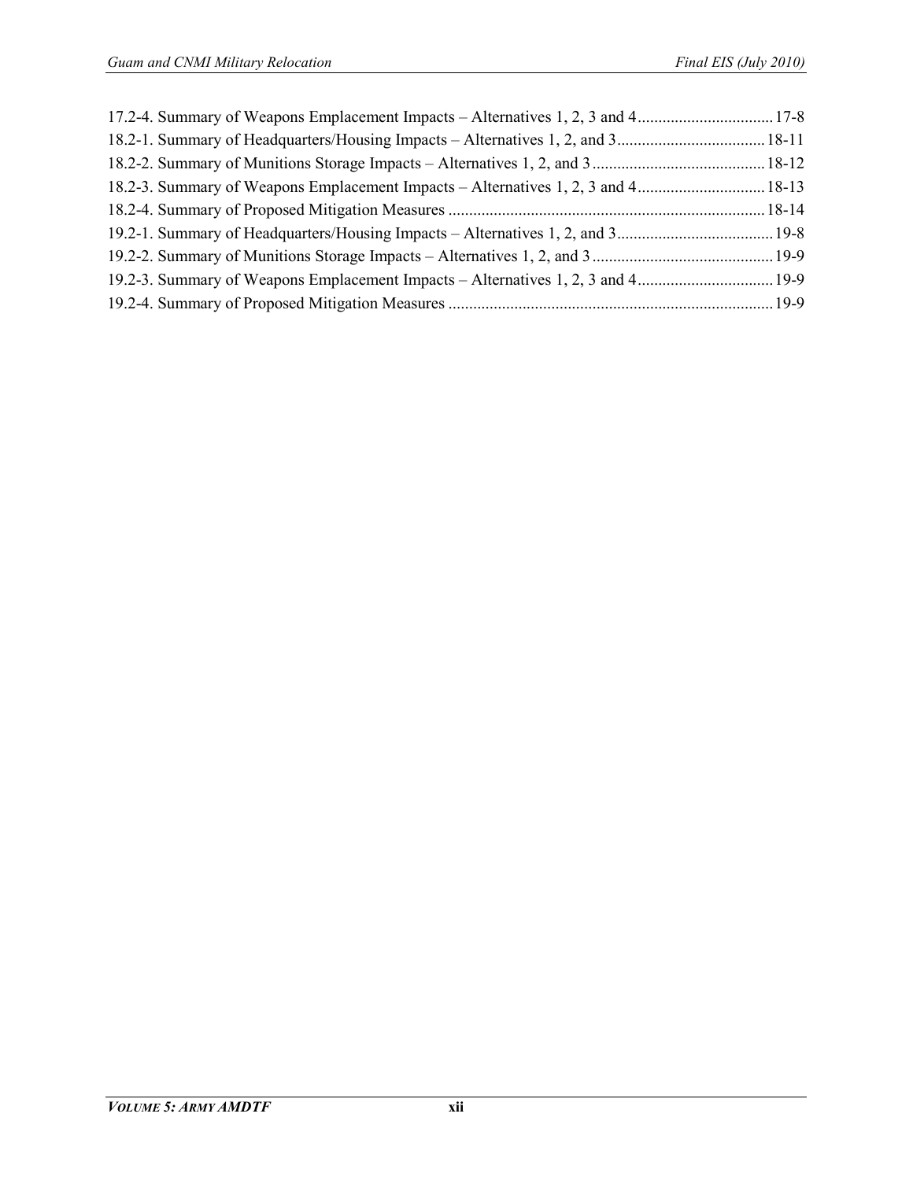17.2-4. Summary of Weapons Emplacement Impacts – Alternatives 1, 2, 3 and 4 ................................ 17-8
18.2-1. Summary of Headquarters/Housing Impacts – Alternatives 1, 2, and 3 ................................... 18-11
18.2-2. Summary of Munitions Storage Impacts – Alternatives 1, 2, and 3 .......................................... 18-12
18.2-3. Summary of Weapons Emplacement Impacts – Alternatives 1, 2, 3 and 4 .............................. 18-13
18.2-4. Summary of Proposed Mitigation Measures ............................................................................ 18-14
19.2-1. Summary of Headquarters/Housing Impacts – Alternatives 1, 2, and 3 ..................................... 19-8
19.2-2. Summary of Munitions Storage Impacts – Alternatives 1, 2, and 3 ........................................... 19-9
19.2-3. Summary of Weapons Emplacement Impacts – Alternatives 1, 2, 3 and 4 ................................ 19-9
19.2-4. Summary of Proposed Mitigation Measures .............................................................................. 19-9